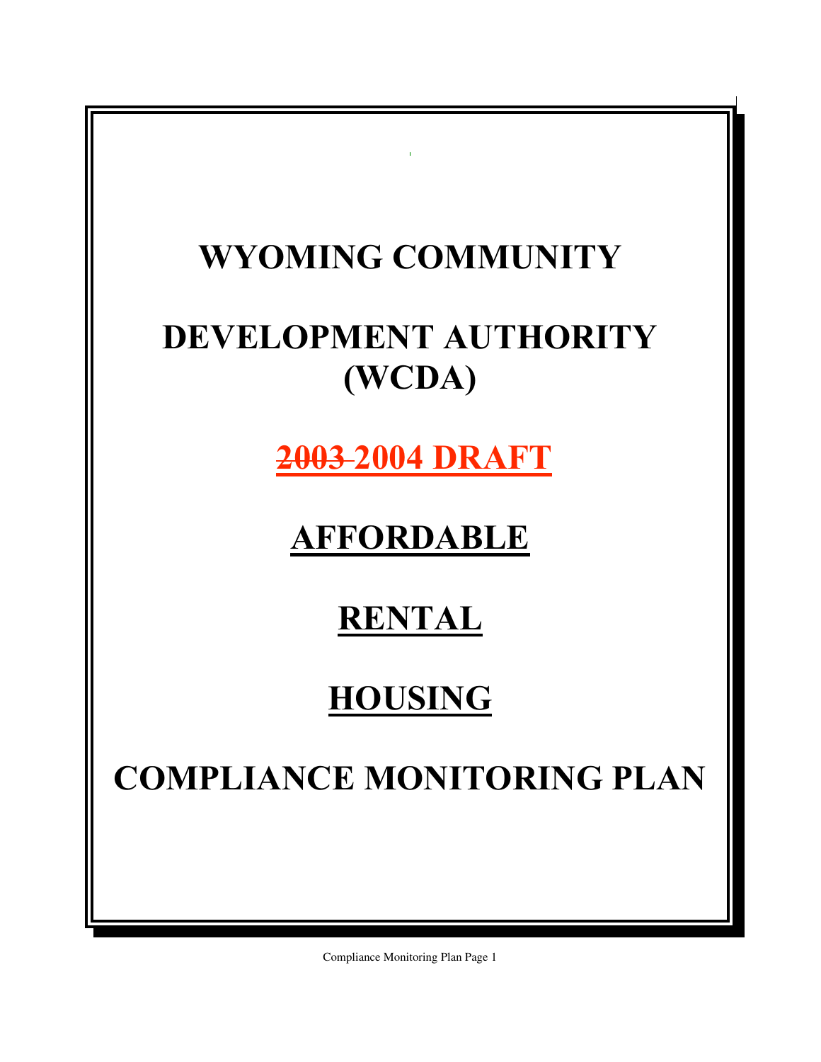# WYOMING COMMUNITY

# DEVELOPMENT AUTHORITY (WCDA)

# ~~2003~~ 2004 DRAFT

# AFFORDABLE

# RENTAL

# HOUSING

# COMPLIANCE MONITORING PLAN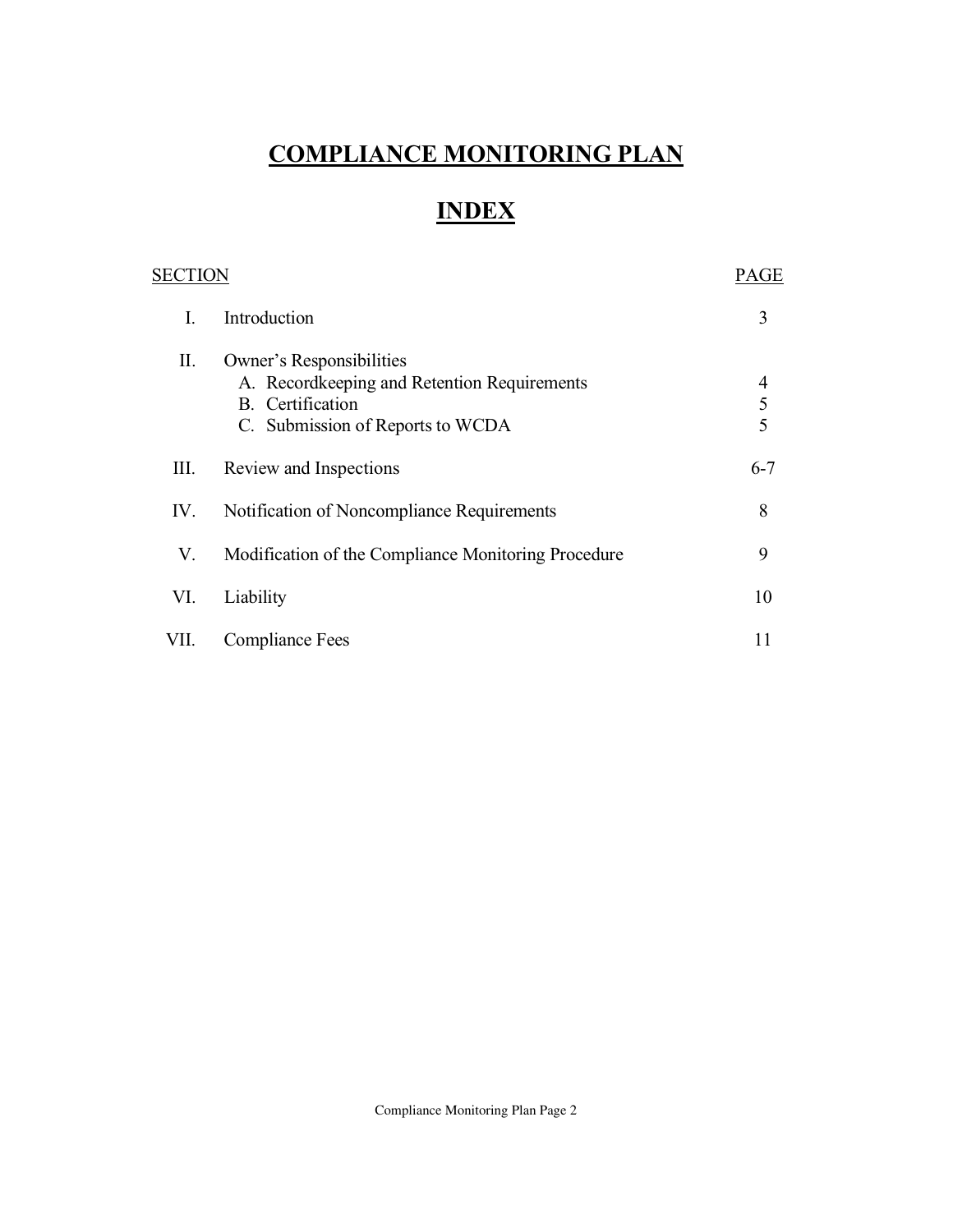# COMPLIANCE MONITORING PLAN

# INDEX

| SECTION | | PAGE |
|---|---|---|
| I. | Introduction | 3 |
| II. | Owner's Responsibilities | |
| | A. Recordkeeping and Retention Requirements | 4 |
| | B. Certification | 5 |
| | C. Submission of Reports to WCDA | 5 |
| III. | Review and Inspections | 6-7 |
| IV. | Notification of Noncompliance Requirements | 8 |
| V. | Modification of the Compliance Monitoring Procedure | 9 |
| VI. | Liability | 10 |
| VII. | Compliance Fees | 11 |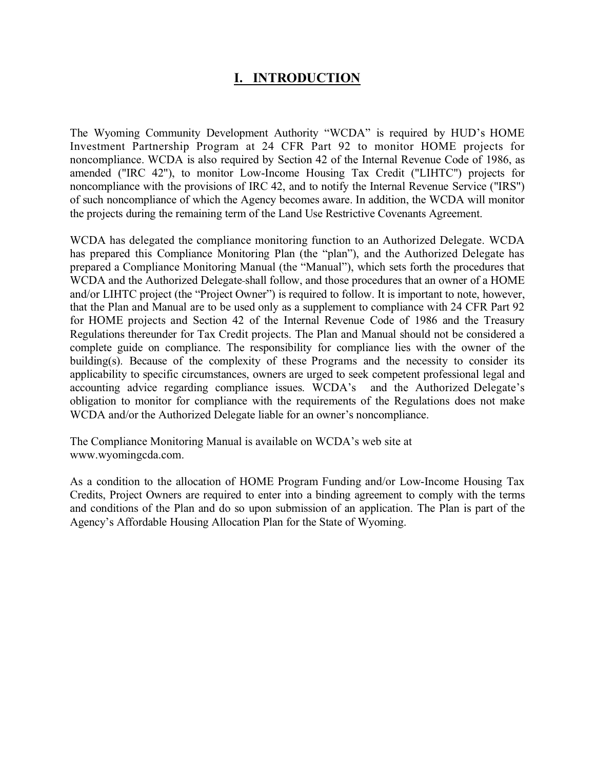# I. INTRODUCTION

The Wyoming Community Development Authority "WCDA" is required by HUD's HOME Investment Partnership Program at 24 CFR Part 92 to monitor HOME projects for noncompliance. WCDA is also required by Section 42 of the Internal Revenue Code of 1986, as amended ("IRC 42"), to monitor Low-Income Housing Tax Credit ("LIHTC") projects for noncompliance with the provisions of IRC 42, and to notify the Internal Revenue Service ("IRS") of such noncompliance of which the Agency becomes aware. In addition, the WCDA will monitor the projects during the remaining term of the Land Use Restrictive Covenants Agreement.

WCDA has delegated the compliance monitoring function to an Authorized Delegate. WCDA has prepared this Compliance Monitoring Plan (the "plan"), and the Authorized Delegate has prepared a Compliance Monitoring Manual (the "Manual"), which sets forth the procedures that WCDA and the Authorized Delegate shall follow, and those procedures that an owner of a HOME and/or LIHTC project (the "Project Owner") is required to follow. It is important to note, however, that the Plan and Manual are to be used only as a supplement to compliance with 24 CFR Part 92 for HOME projects and Section 42 of the Internal Revenue Code of 1986 and the Treasury Regulations thereunder for Tax Credit projects. The Plan and Manual should not be considered a complete guide on compliance. The responsibility for compliance lies with the owner of the building(s). Because of the complexity of these Programs and the necessity to consider its applicability to specific circumstances, owners are urged to seek competent professional legal and accounting advice regarding compliance issues. WCDA's and the Authorized Delegate's obligation to monitor for compliance with the requirements of the Regulations does not make WCDA and/or the Authorized Delegate liable for an owner's noncompliance.

The Compliance Monitoring Manual is available on WCDA's web site at www.wyomingcda.com.

As a condition to the allocation of HOME Program Funding and/or Low-Income Housing Tax Credits, Project Owners are required to enter into a binding agreement to comply with the terms and conditions of the Plan and do so upon submission of an application. The Plan is part of the Agency's Affordable Housing Allocation Plan for the State of Wyoming.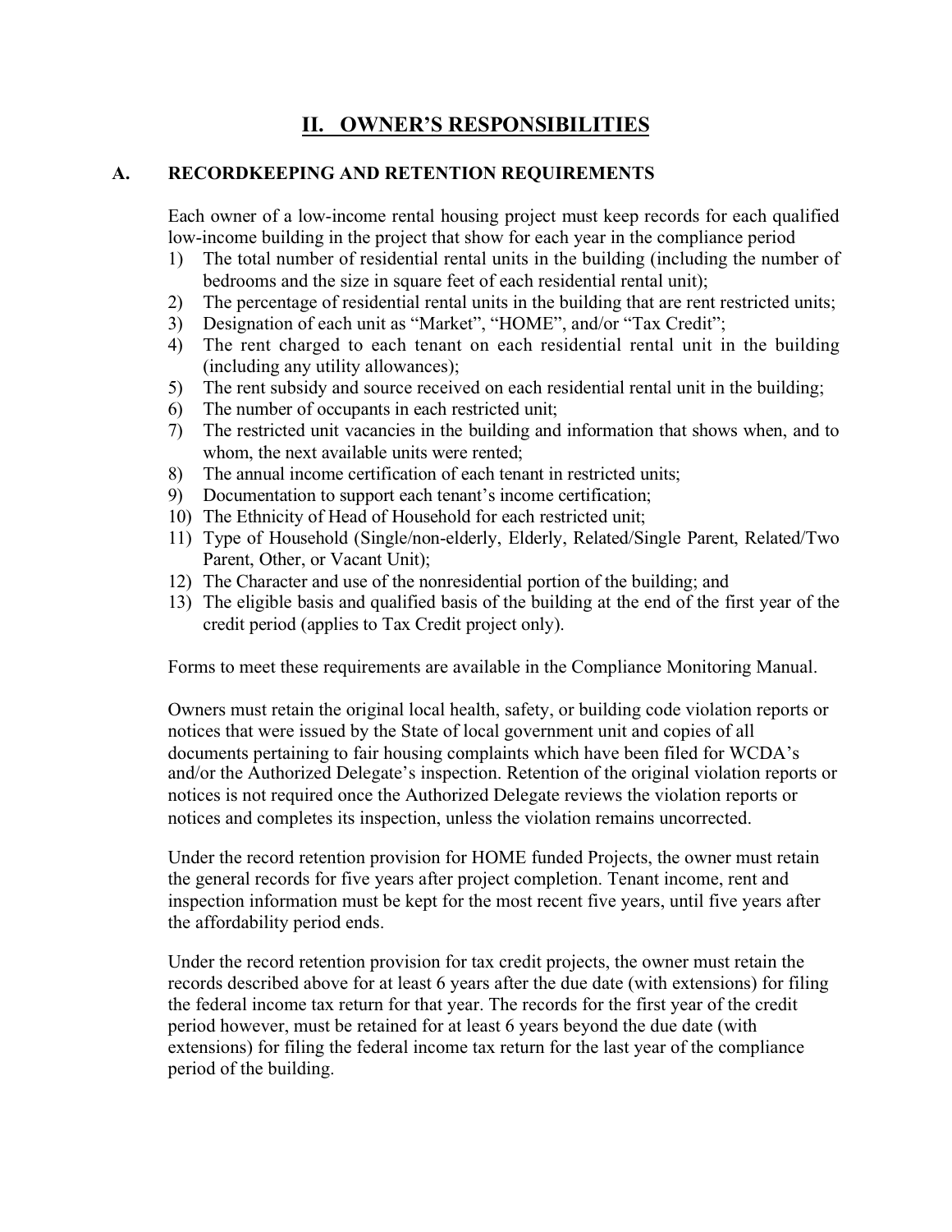# II. OWNER'S RESPONSIBILITIES

## A. RECORDKEEPING AND RETENTION REQUIREMENTS

Each owner of a low-income rental housing project must keep records for each qualified low-income building in the project that show for each year in the compliance period

1) The total number of residential rental units in the building (including the number of bedrooms and the size in square feet of each residential rental unit);
2) The percentage of residential rental units in the building that are rent restricted units;
3) Designation of each unit as "Market", "HOME", and/or "Tax Credit";
4) The rent charged to each tenant on each residential rental unit in the building (including any utility allowances);
5) The rent subsidy and source received on each residential rental unit in the building;
6) The number of occupants in each restricted unit;
7) The restricted unit vacancies in the building and information that shows when, and to whom, the next available units were rented;
8) The annual income certification of each tenant in restricted units;
9) Documentation to support each tenant's income certification;
10) The Ethnicity of Head of Household for each restricted unit;
11) Type of Household (Single/non-elderly, Elderly, Related/Single Parent, Related/Two Parent, Other, or Vacant Unit);
12) The Character and use of the nonresidential portion of the building; and
13) The eligible basis and qualified basis of the building at the end of the first year of the credit period (applies to Tax Credit project only).

Forms to meet these requirements are available in the Compliance Monitoring Manual.

Owners must retain the original local health, safety, or building code violation reports or notices that were issued by the State of local government unit and copies of all documents pertaining to fair housing complaints which have been filed for WCDA's and/or the Authorized Delegate's inspection. Retention of the original violation reports or notices is not required once the Authorized Delegate reviews the violation reports or notices and completes its inspection, unless the violation remains uncorrected.

Under the record retention provision for HOME funded Projects, the owner must retain the general records for five years after project completion. Tenant income, rent and inspection information must be kept for the most recent five years, until five years after the affordability period ends.

Under the record retention provision for tax credit projects, the owner must retain the records described above for at least 6 years after the due date (with extensions) for filing the federal income tax return for that year. The records for the first year of the credit period however, must be retained for at least 6 years beyond the due date (with extensions) for filing the federal income tax return for the last year of the compliance period of the building.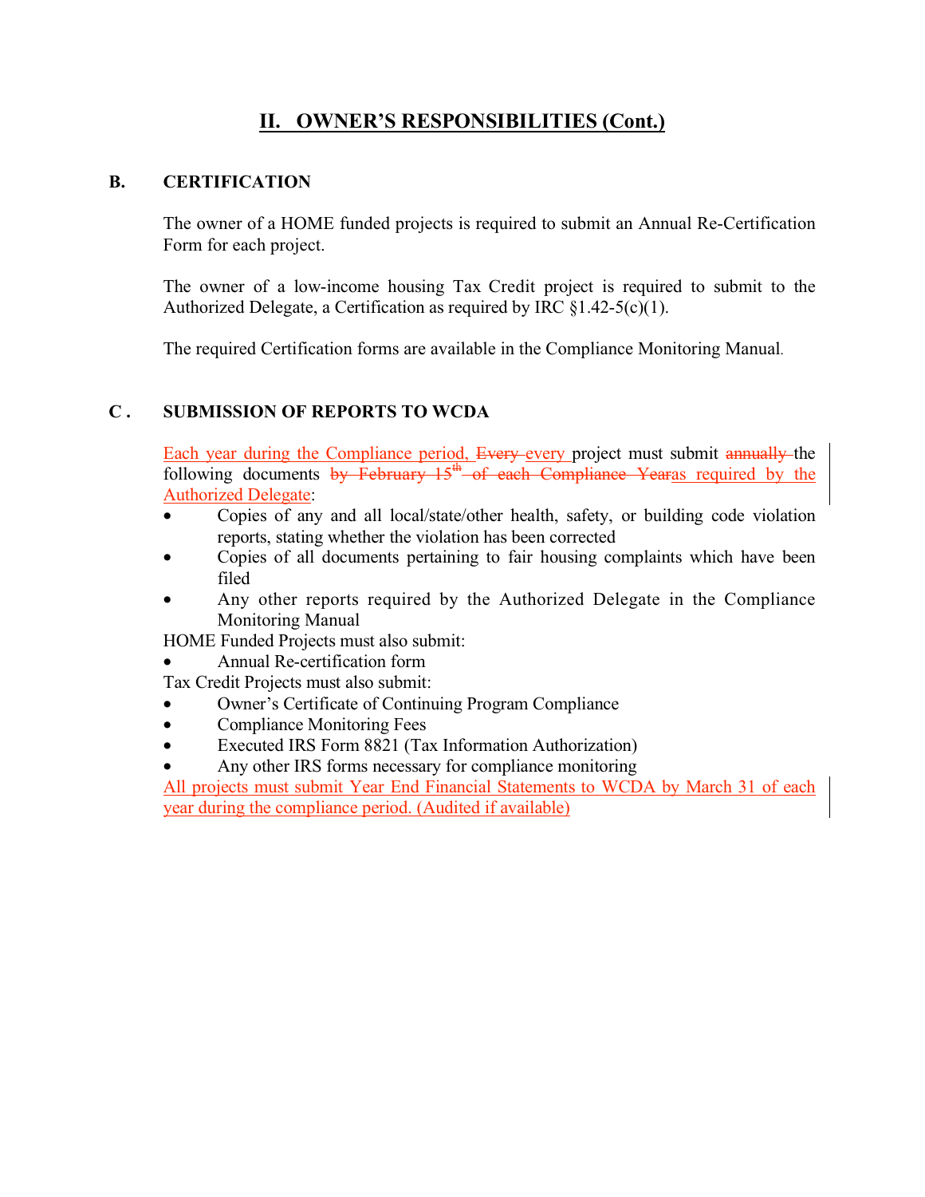## II. OWNER'S RESPONSIBILITIES (Cont.)

### B. CERTIFICATION

The owner of a HOME funded projects is required to submit an Annual Re-Certification Form for each project.

The owner of a low-income housing Tax Credit project is required to submit to the Authorized Delegate, a Certification as required by IRC §1.42-5(c)(1).

The required Certification forms are available in the Compliance Monitoring Manual.

### C . SUBMISSION OF REPORTS TO WCDA

Each year during the Compliance period, ~~Every~~ every project must submit ~~annually~~ the following documents ~~by February 15th of each Compliance Year~~as required by the Authorized Delegate:

- Copies of any and all local/state/other health, safety, or building code violation reports, stating whether the violation has been corrected
- Copies of all documents pertaining to fair housing complaints which have been filed
- Any other reports required by the Authorized Delegate in the Compliance Monitoring Manual

HOME Funded Projects must also submit:

- Annual Re-certification form

Tax Credit Projects must also submit:

- Owner's Certificate of Continuing Program Compliance
- Compliance Monitoring Fees
- Executed IRS Form 8821 (Tax Information Authorization)
- Any other IRS forms necessary for compliance monitoring

All projects must submit Year End Financial Statements to WCDA by March 31 of each year during the compliance period. (Audited if available)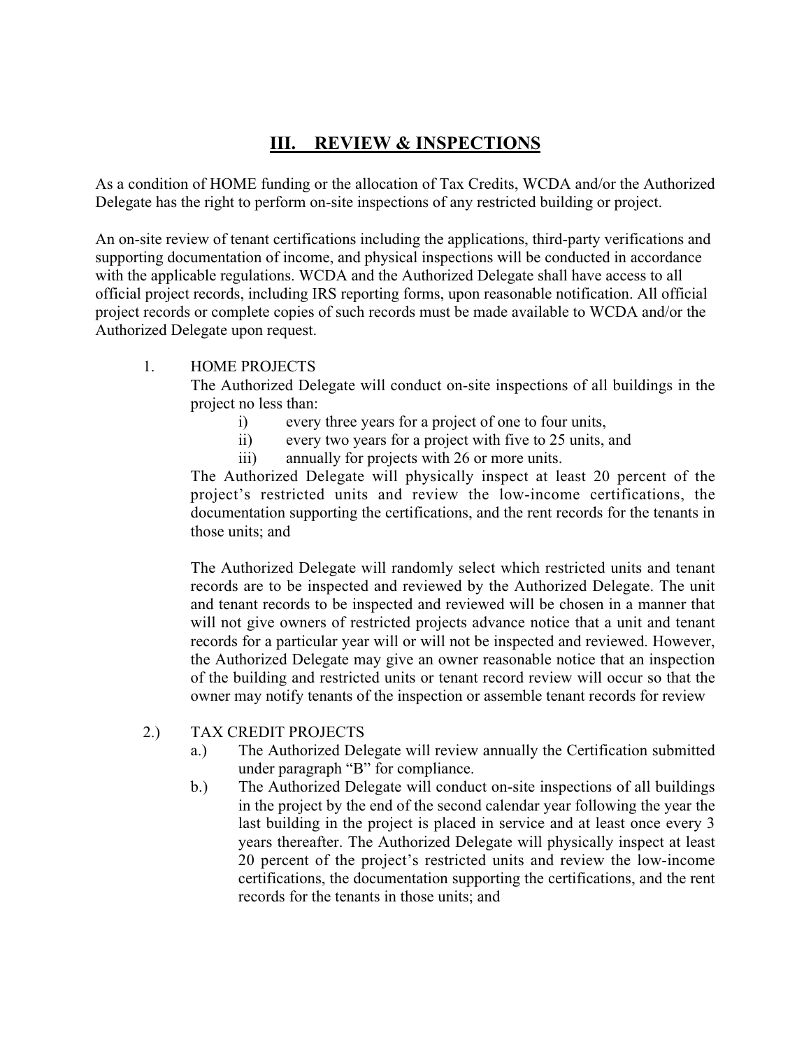## III. REVIEW & INSPECTIONS

As a condition of HOME funding or the allocation of Tax Credits, WCDA and/or the Authorized Delegate has the right to perform on-site inspections of any restricted building or project.

An on-site review of tenant certifications including the applications, third-party verifications and supporting documentation of income, and physical inspections will be conducted in accordance with the applicable regulations. WCDA and the Authorized Delegate shall have access to all official project records, including IRS reporting forms, upon reasonable notification. All official project records or complete copies of such records must be made available to WCDA and/or the Authorized Delegate upon request.

1. HOME PROJECTS

   The Authorized Delegate will conduct on-site inspections of all buildings in the project no less than:

   i) every three years for a project of one to four units,
   ii) every two years for a project with five to 25 units, and
   iii) annually for projects with 26 or more units.

   The Authorized Delegate will physically inspect at least 20 percent of the project's restricted units and review the low-income certifications, the documentation supporting the certifications, and the rent records for the tenants in those units; and

   The Authorized Delegate will randomly select which restricted units and tenant records are to be inspected and reviewed by the Authorized Delegate. The unit and tenant records to be inspected and reviewed will be chosen in a manner that will not give owners of restricted projects advance notice that a unit and tenant records for a particular year will or will not be inspected and reviewed. However, the Authorized Delegate may give an owner reasonable notice that an inspection of the building and restricted units or tenant record review will occur so that the owner may notify tenants of the inspection or assemble tenant records for review

2.) TAX CREDIT PROJECTS

   a.) The Authorized Delegate will review annually the Certification submitted under paragraph "B" for compliance.

   b.) The Authorized Delegate will conduct on-site inspections of all buildings in the project by the end of the second calendar year following the year the last building in the project is placed in service and at least once every 3 years thereafter. The Authorized Delegate will physically inspect at least 20 percent of the project's restricted units and review the low-income certifications, the documentation supporting the certifications, and the rent records for the tenants in those units; and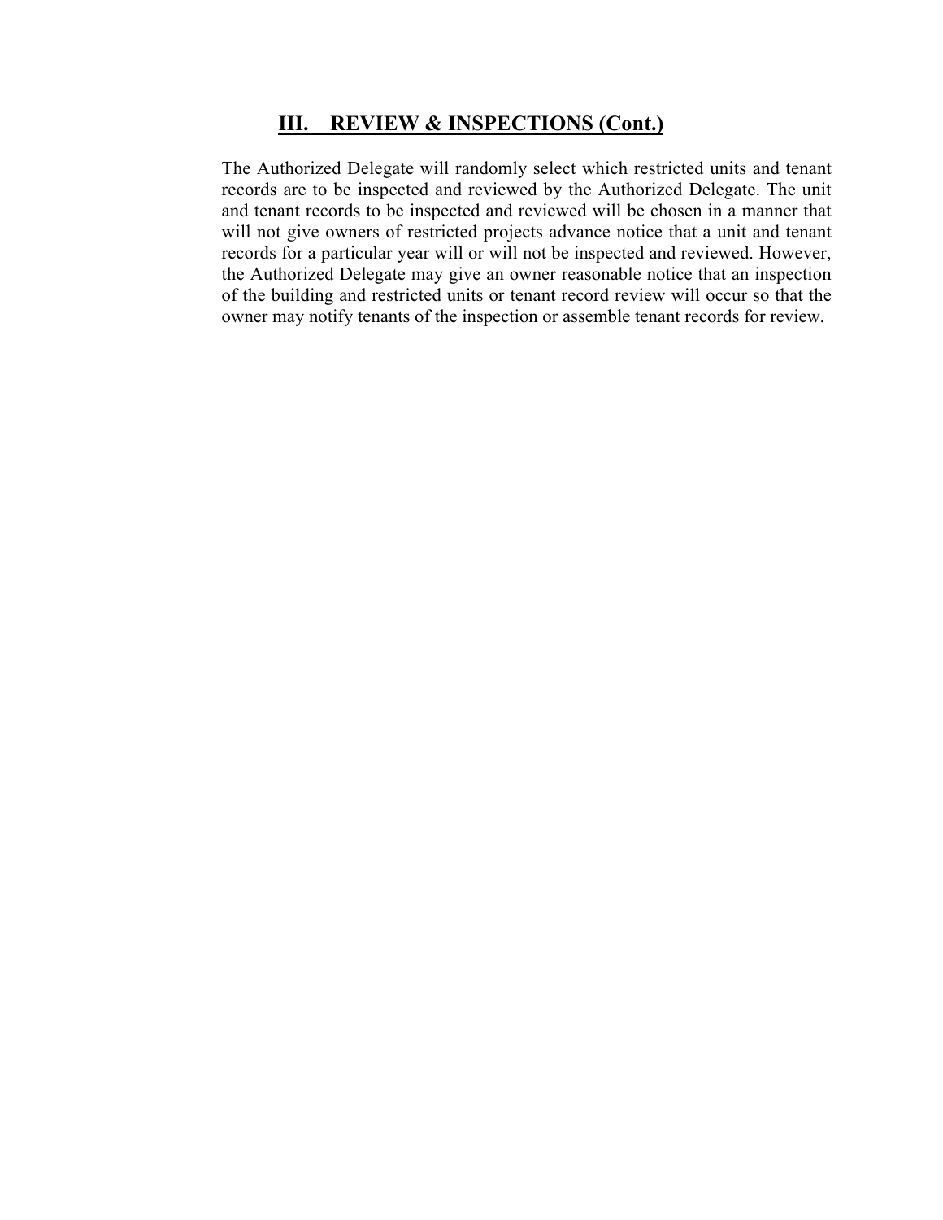## III. REVIEW & INSPECTIONS (Cont.)

The Authorized Delegate will randomly select which restricted units and tenant records are to be inspected and reviewed by the Authorized Delegate. The unit and tenant records to be inspected and reviewed will be chosen in a manner that will not give owners of restricted projects advance notice that a unit and tenant records for a particular year will or will not be inspected and reviewed. However, the Authorized Delegate may give an owner reasonable notice that an inspection of the building and restricted units or tenant record review will occur so that the owner may notify tenants of the inspection or assemble tenant records for review.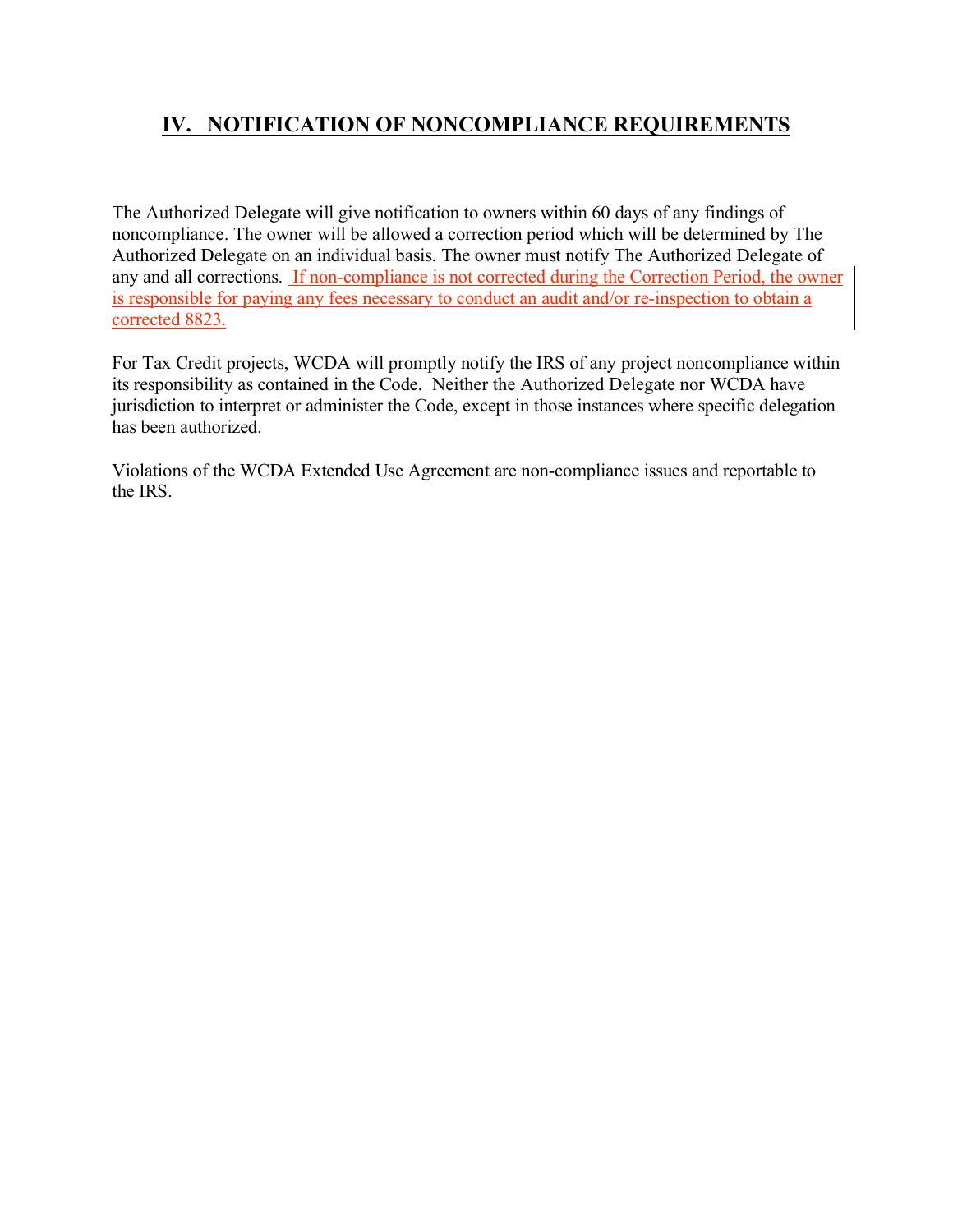## IV. NOTIFICATION OF NONCOMPLIANCE REQUIREMENTS

The Authorized Delegate will give notification to owners within 60 days of any findings of noncompliance. The owner will be allowed a correction period which will be determined by The Authorized Delegate on an individual basis. The owner must notify The Authorized Delegate of any and all corrections. If non-compliance is not corrected during the Correction Period, the owner is responsible for paying any fees necessary to conduct an audit and/or re-inspection to obtain a corrected 8823.

For Tax Credit projects, WCDA will promptly notify the IRS of any project noncompliance within its responsibility as contained in the Code. Neither the Authorized Delegate nor WCDA have jurisdiction to interpret or administer the Code, except in those instances where specific delegation has been authorized.

Violations of the WCDA Extended Use Agreement are non-compliance issues and reportable to the IRS.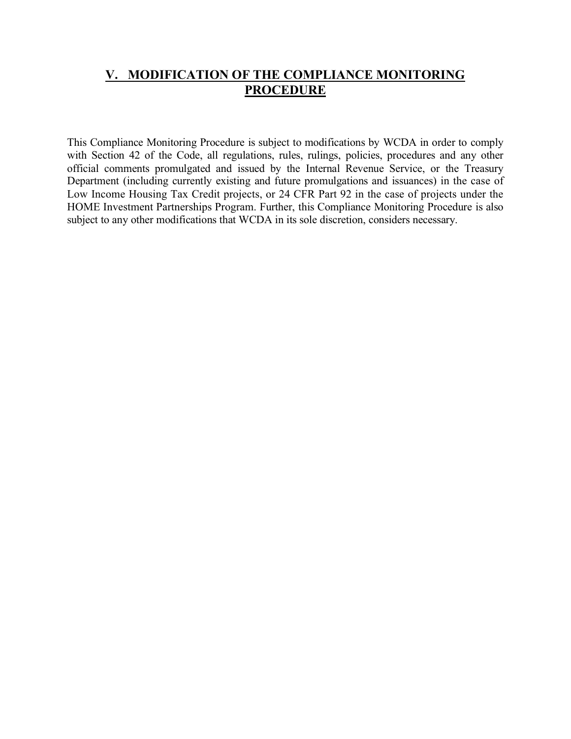## V. MODIFICATION OF THE COMPLIANCE MONITORING PROCEDURE

This Compliance Monitoring Procedure is subject to modifications by WCDA in order to comply with Section 42 of the Code, all regulations, rules, rulings, policies, procedures and any other official comments promulgated and issued by the Internal Revenue Service, or the Treasury Department (including currently existing and future promulgations and issuances) in the case of Low Income Housing Tax Credit projects, or 24 CFR Part 92 in the case of projects under the HOME Investment Partnerships Program. Further, this Compliance Monitoring Procedure is also subject to any other modifications that WCDA in its sole discretion, considers necessary.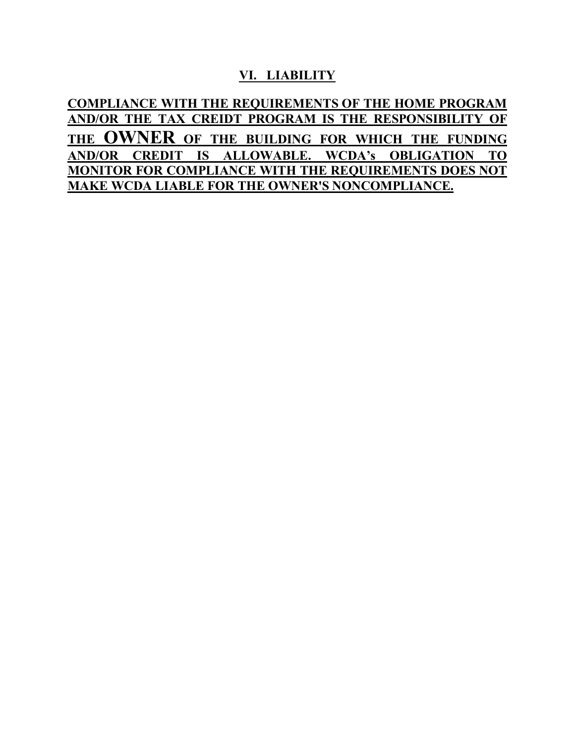## VI. LIABILITY

**COMPLIANCE WITH THE REQUIREMENTS OF THE HOME PROGRAM AND/OR THE TAX CREIDT PROGRAM IS THE RESPONSIBILITY OF THE OWNER OF THE BUILDING FOR WHICH THE FUNDING AND/OR CREDIT IS ALLOWABLE. WCDA's OBLIGATION TO MONITOR FOR COMPLIANCE WITH THE REQUIREMENTS DOES NOT MAKE WCDA LIABLE FOR THE OWNER'S NONCOMPLIANCE.**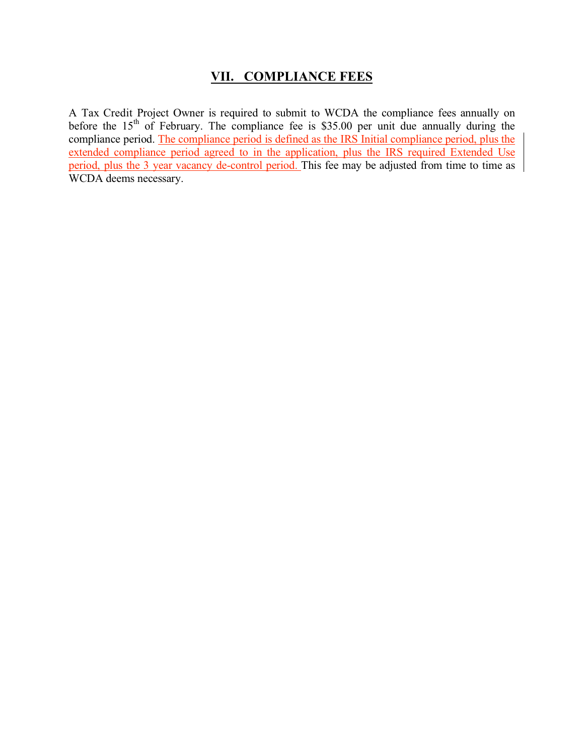## VII. COMPLIANCE FEES

A Tax Credit Project Owner is required to submit to WCDA the compliance fees annually on before the 15th of February. The compliance fee is $35.00 per unit due annually during the compliance period. The compliance period is defined as the IRS Initial compliance period, plus the extended compliance period agreed to in the application, plus the IRS required Extended Use period, plus the 3 year vacancy de-control period. This fee may be adjusted from time to time as WCDA deems necessary.